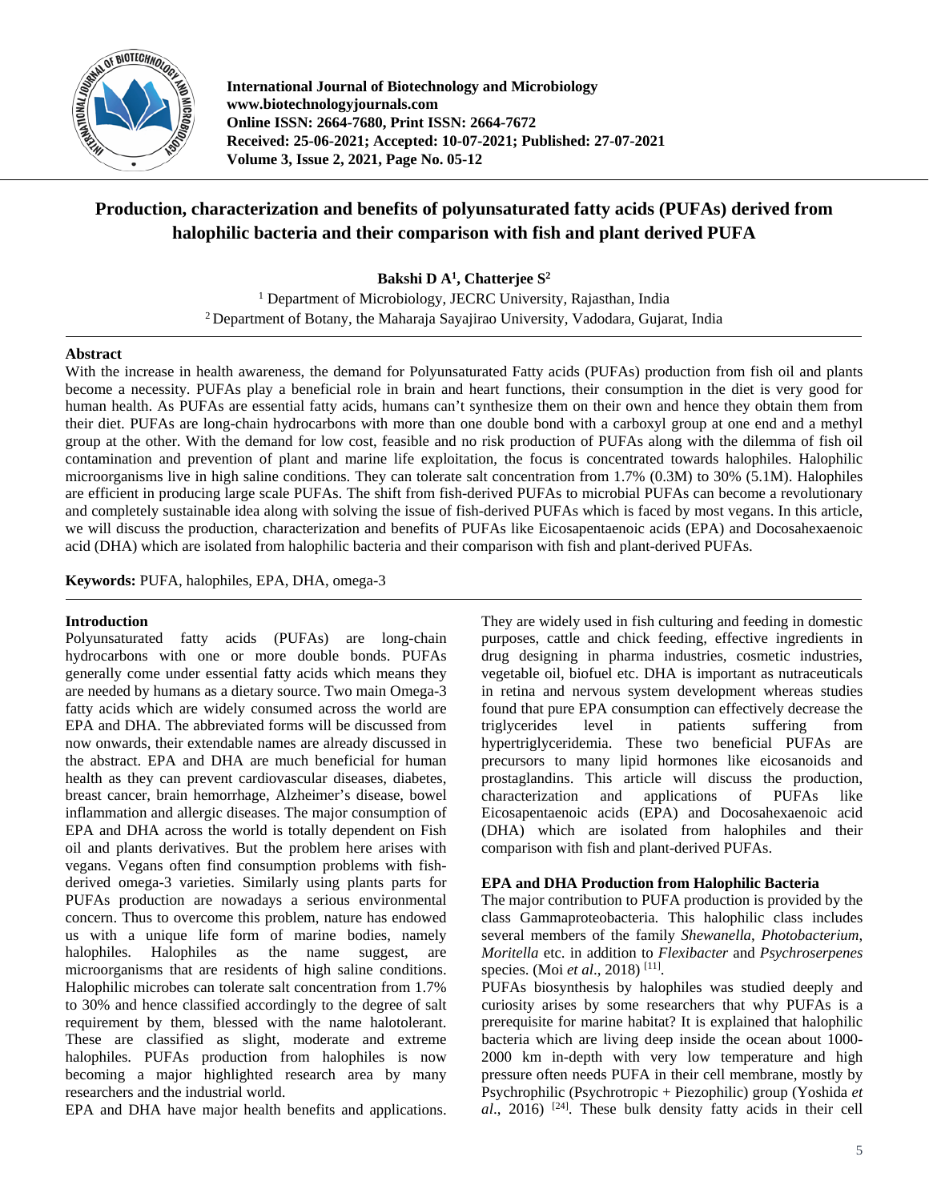International Journal of Biotechnology and Microbiology
www.biotechnologyjournals.com
Online ISSN: 2664-7680, Print ISSN: 2664-7672
Received: 25-06-2021; Accepted: 10-07-2021; Published: 27-07-2021
Volume 3, Issue 2, 2021, Page No. 05-12

# Production, characterization and benefits of polyunsaturated fatty acids (PUFAs) derived from halophilic bacteria and their comparison with fish and plant derived PUFA

**Bakshi D A[1], Chatterjee S[2]**

[1] Department of Microbiology, JECRC University, Rajasthan, India
[2] Department of Botany, the Maharaja Sayajirao University, Vadodara, Gujarat, India

## Abstract

With the increase in health awareness, the demand for Polyunsaturated Fatty acids (PUFAs) production from fish oil and plants become a necessity. PUFAs play a beneficial role in brain and heart functions, their consumption in the diet is very good for human health. As PUFAs are essential fatty acids, humans can't synthesize them on their own and hence they obtain them from their diet. PUFAs are long-chain hydrocarbons with more than one double bond with a carboxyl group at one end and a methyl group at the other. With the demand for low cost, feasible and no risk production of PUFAs along with the dilemma of fish oil contamination and prevention of plant and marine life exploitation, the focus is concentrated towards halophiles. Halophilic microorganisms live in high saline conditions. They can tolerate salt concentration from 1.7% (0.3M) to 30% (5.1M). Halophiles are efficient in producing large scale PUFAs. The shift from fish-derived PUFAs to microbial PUFAs can become a revolutionary and completely sustainable idea along with solving the issue of fish-derived PUFAs which is faced by most vegans. In this article, we will discuss the production, characterization and benefits of PUFAs like Eicosapentaenoic acids (EPA) and Docosahexaenoic acid (DHA) which are isolated from halophilic bacteria and their comparison with fish and plant-derived PUFAs.

**Keywords:** PUFA, halophiles, EPA, DHA, omega-3

## Introduction

Polyunsaturated fatty acids (PUFAs) are long-chain hydrocarbons with one or more double bonds. PUFAs generally come under essential fatty acids which means they are needed by humans as a dietary source. Two main Omega-3 fatty acids which are widely consumed across the world are EPA and DHA. The abbreviated forms will be discussed from now onwards, their extendable names are already discussed in the abstract. EPA and DHA are much beneficial for human health as they can prevent cardiovascular diseases, diabetes, breast cancer, brain hemorrhage, Alzheimer's disease, bowel inflammation and allergic diseases. The major consumption of EPA and DHA across the world is totally dependent on Fish oil and plants derivatives. But the problem here arises with vegans. Vegans often find consumption problems with fish-derived omega-3 varieties. Similarly using plants parts for PUFAs production are nowadays a serious environmental concern. Thus to overcome this problem, nature has endowed us with a unique life form of marine bodies, namely halophiles. Halophiles as the name suggest, are microorganisms that are residents of high saline conditions. Halophilic microbes can tolerate salt concentration from 1.7% to 30% and hence classified accordingly to the degree of salt requirement by them, blessed with the name halotolerant. These are classified as slight, moderate and extreme halophiles. PUFAs production from halophiles is now becoming a major highlighted research area by many researchers and the industrial world.

EPA and DHA have major health benefits and applications. They are widely used in fish culturing and feeding in domestic purposes, cattle and chick feeding, effective ingredients in drug designing in pharma industries, cosmetic industries, vegetable oil, biofuel etc. DHA is important as nutraceuticals in retina and nervous system development whereas studies found that pure EPA consumption can effectively decrease the triglycerides level in patients suffering from hypertriglyceridemia. These two beneficial PUFAs are precursors to many lipid hormones like eicosanoids and prostaglandins. This article will discuss the production, characterization and applications of PUFAs like Eicosapentaenoic acids (EPA) and Docosahexaenoic acid (DHA) which are isolated from halophiles and their comparison with fish and plant-derived PUFAs.

### EPA and DHA Production from Halophilic Bacteria

The major contribution to PUFA production is provided by the class Gammaproteobacteria. This halophilic class includes several members of the family *Shewanella*, *Photobacterium*, *Moritella* etc. in addition to *Flexibacter* and *Psychroserpenes* species. (Moi *et al*., 2018) [11].

PUFAs biosynthesis by halophiles was studied deeply and curiosity arises by some researchers that why PUFAs is a prerequisite for marine habitat? It is explained that halophilic bacteria which are living deep inside the ocean about 1000-2000 km in-depth with very low temperature and high pressure often needs PUFA in their cell membrane, mostly by Psychrophilic (Psychrotropic + Piezophilic) group (Yoshida *et al*., 2016) [24]. These bulk density fatty acids in their cell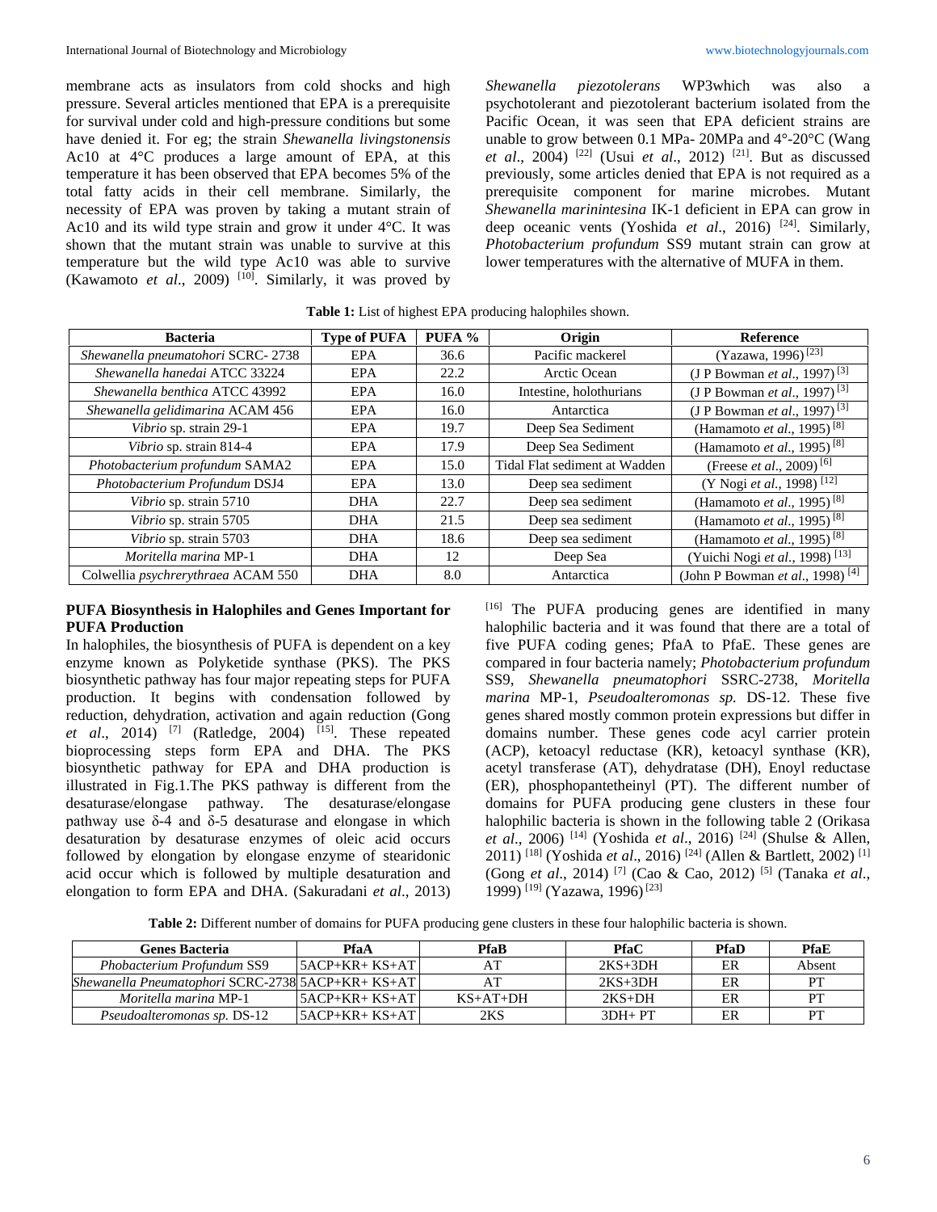membrane acts as insulators from cold shocks and high pressure. Several articles mentioned that EPA is a prerequisite for survival under cold and high-pressure conditions but some have denied it. For eg; the strain *Shewanella livingstonensis* Ac10 at 4°C produces a large amount of EPA, at this temperature it has been observed that EPA becomes 5% of the total fatty acids in their cell membrane. Similarly, the necessity of EPA was proven by taking a mutant strain of Ac10 and its wild type strain and grow it under 4°C. It was shown that the mutant strain was unable to survive at this temperature but the wild type Ac10 was able to survive (Kawamoto *et al*., 2009) [10]. Similarly, it was proved by *Shewanella piezotolerans* WP3which was also a psychotolerant and piezotolerant bacterium isolated from the Pacific Ocean, it was seen that EPA deficient strains are unable to grow between 0.1 MPa- 20MPa and 4°-20°C (Wang *et al*., 2004) [22] (Usui *et al*., 2012) [21]. But as discussed previously, some articles denied that EPA is not required as a prerequisite component for marine microbes. Mutant *Shewanella marinintesina* IK-1 deficient in EPA can grow in deep oceanic vents (Yoshida *et al*., 2016) [24]. Similarly, *Photobacterium profundum* SS9 mutant strain can grow at lower temperatures with the alternative of MUFA in them.

**Table 1:** List of highest EPA producing halophiles shown.

| Bacteria | Type of PUFA | PUFA % | Origin | Reference |
|---|---|---|---|---|
| *Shewanella pneumatohori* SCRC- 2738 | EPA | 36.6 | Pacific mackerel | (Yazawa, 1996) [23] |
| *Shewanella hanedai* ATCC 33224 | EPA | 22.2 | Arctic Ocean | (J P Bowman *et al*., 1997) [3] |
| *Shewanella benthica* ATCC 43992 | EPA | 16.0 | Intestine, holothurians | (J P Bowman *et al*., 1997) [3] |
| *Shewanella gelidimarina* ACAM 456 | EPA | 16.0 | Antarctica | (J P Bowman *et al*., 1997) [3] |
| *Vibrio* sp. strain 29-1 | EPA | 19.7 | Deep Sea Sediment | (Hamamoto *et al*., 1995) [8] |
| *Vibrio* sp. strain 814-4 | EPA | 17.9 | Deep Sea Sediment | (Hamamoto *et al*., 1995) [8] |
| *Photobacterium profundum* SAMA2 | EPA | 15.0 | Tidal Flat sediment at Wadden | (Freese *et al*., 2009) [6] |
| *Photobacterium Profundum* DSJ4 | EPA | 13.0 | Deep sea sediment | (Y Nogi *et al*., 1998) [12] |
| *Vibrio* sp. strain 5710 | DHA | 22.7 | Deep sea sediment | (Hamamoto *et al*., 1995) [8] |
| *Vibrio* sp. strain 5705 | DHA | 21.5 | Deep sea sediment | (Hamamoto *et al*., 1995) [8] |
| *Vibrio* sp. strain 5703 | DHA | 18.6 | Deep sea sediment | (Hamamoto *et al*., 1995) [8] |
| *Moritella marina* MP-1 | DHA | 12 | Deep Sea | (Yuichi Nogi *et al*., 1998) [13] |
| Colwellia *psychrerythraea* ACAM 550 | DHA | 8.0 | Antarctica | (John P Bowman *et al*., 1998) [4] |

**PUFA Biosynthesis in Halophiles and Genes Important for PUFA Production**

In halophiles, the biosynthesis of PUFA is dependent on a key enzyme known as Polyketide synthase (PKS). The PKS biosynthetic pathway has four major repeating steps for PUFA production. It begins with condensation followed by reduction, dehydration, activation and again reduction (Gong *et al*., 2014) [7] (Ratledge, 2004) [15]. These repeated bioprocessing steps form EPA and DHA. The PKS biosynthetic pathway for EPA and DHA production is illustrated in Fig.1.The PKS pathway is different from the desaturase/elongase pathway. The desaturase/elongase pathway use δ-4 and δ-5 desaturase and elongase in which desaturation by desaturase enzymes of oleic acid occurs followed by elongation by elongase enzyme of stearidonic acid occur which is followed by multiple desaturation and elongation to form EPA and DHA. (Sakuradani *et al*., 2013) [16] The PUFA producing genes are identified in many halophilic bacteria and it was found that there are a total of five PUFA coding genes; PfaA to PfaE. These genes are compared in four bacteria namely; *Photobacterium profundum* SS9, *Shewanella pneumatophori* SSRC-2738, *Moritella marina* MP-1, *Pseudoalteromonas sp.* DS-12. These five genes shared mostly common protein expressions but differ in domains number. These genes code acyl carrier protein (ACP), ketoacyl reductase (KR), ketoacyl synthase (KR), acetyl transferase (AT), dehydratase (DH), Enoyl reductase (ER), phosphopantetheinyl (PT). The different number of domains for PUFA producing gene clusters in these four halophilic bacteria is shown in the following table 2 (Orikasa *et al*., 2006) [14] (Yoshida *et al*., 2016) [24] (Shulse & Allen, 2011) [18] (Yoshida *et al*., 2016) [24] (Allen & Bartlett, 2002) [1] (Gong *et al*., 2014) [7] (Cao & Cao, 2012) [5] (Tanaka *et al*., 1999) [19] (Yazawa, 1996) [23]

**Table 2:** Different number of domains for PUFA producing gene clusters in these four halophilic bacteria is shown.

| Genes Bacteria | PfaA | PfaB | PfaC | PfaD | PfaE |
|---|---|---|---|---|---|
| *Phobacterium Profundum* SS9 | 5ACP+KR+ KS+AT | AT | 2KS+3DH | ER | Absent |
| *Shewanella Pneumatophori* SCRC-2738 | 5ACP+KR+ KS+AT | AT | 2KS+3DH | ER | PT |
| *Moritella marina* MP-1 | 5ACP+KR+ KS+AT | KS+AT+DH | 2KS+DH | ER | PT |
| *Pseudoalteromonas sp.* DS-12 | 5ACP+KR+ KS+AT | 2KS | 3DH+ PT | ER | PT |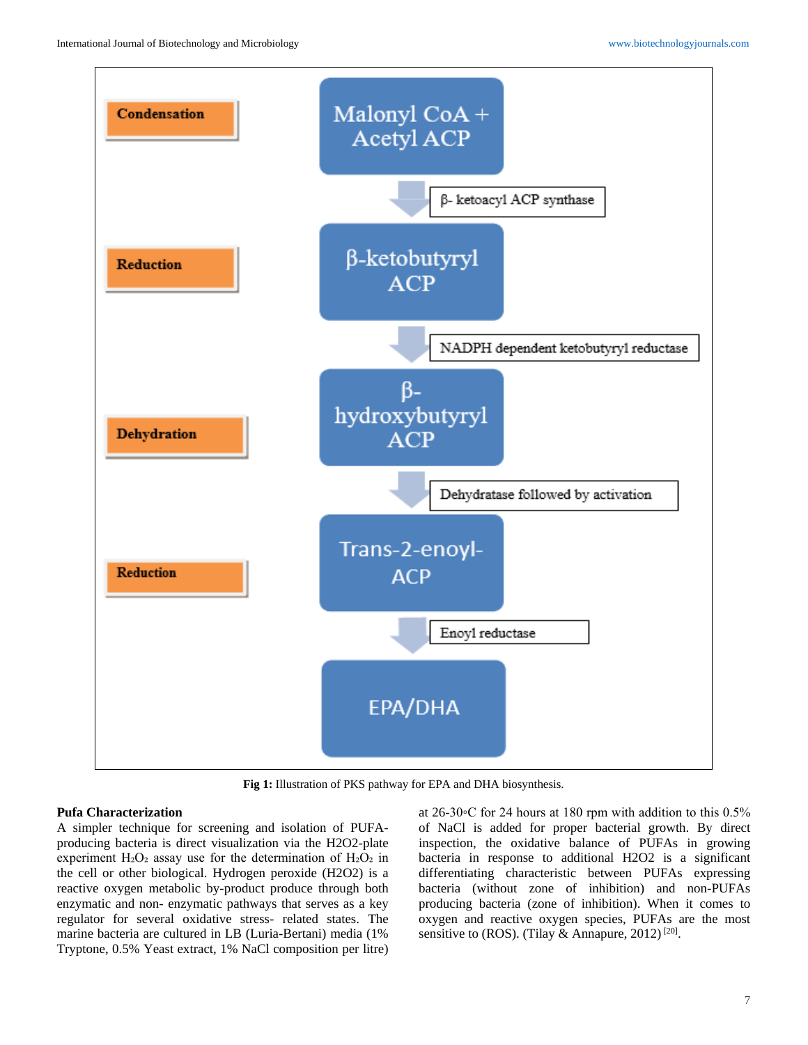Condensation

Malonyl CoA + Acetyl ACP

β- ketoacyl ACP synthase

Reduction

β-ketobutyryl ACP

NADPH dependent ketobutyryl reductase

Dehydration

β-hydroxybutyryl ACP

Dehydratase followed by activation

Reduction

Trans-2-enoyl-ACP

Enoyl reductase

EPA/DHA

**Fig 1:** Illustration of PKS pathway for EPA and DHA biosynthesis.

## Pufa Characterization

A simpler technique for screening and isolation of PUFA-producing bacteria is direct visualization via the H2O2-plate experiment $H_2O_2$ assay use for the determination of $H_2O_2$ in the cell or other biological. Hydrogen peroxide (H2O2) is a reactive oxygen metabolic by-product produce through both enzymatic and non- enzymatic pathways that serves as a key regulator for several oxidative stress- related states. The marine bacteria are cultured in LB (Luria-Bertani) media (1% Tryptone, 0.5% Yeast extract, 1% NaCl composition per litre) at 26-30◦C for 24 hours at 180 rpm with addition to this 0.5% of NaCl is added for proper bacterial growth. By direct inspection, the oxidative balance of PUFAs in growing bacteria in response to additional H2O2 is a significant differentiating characteristic between PUFAs expressing bacteria (without zone of inhibition) and non-PUFAs producing bacteria (zone of inhibition). When it comes to oxygen and reactive oxygen species, PUFAs are the most sensitive to (ROS). (Tilay & Annapure, 2012) [20].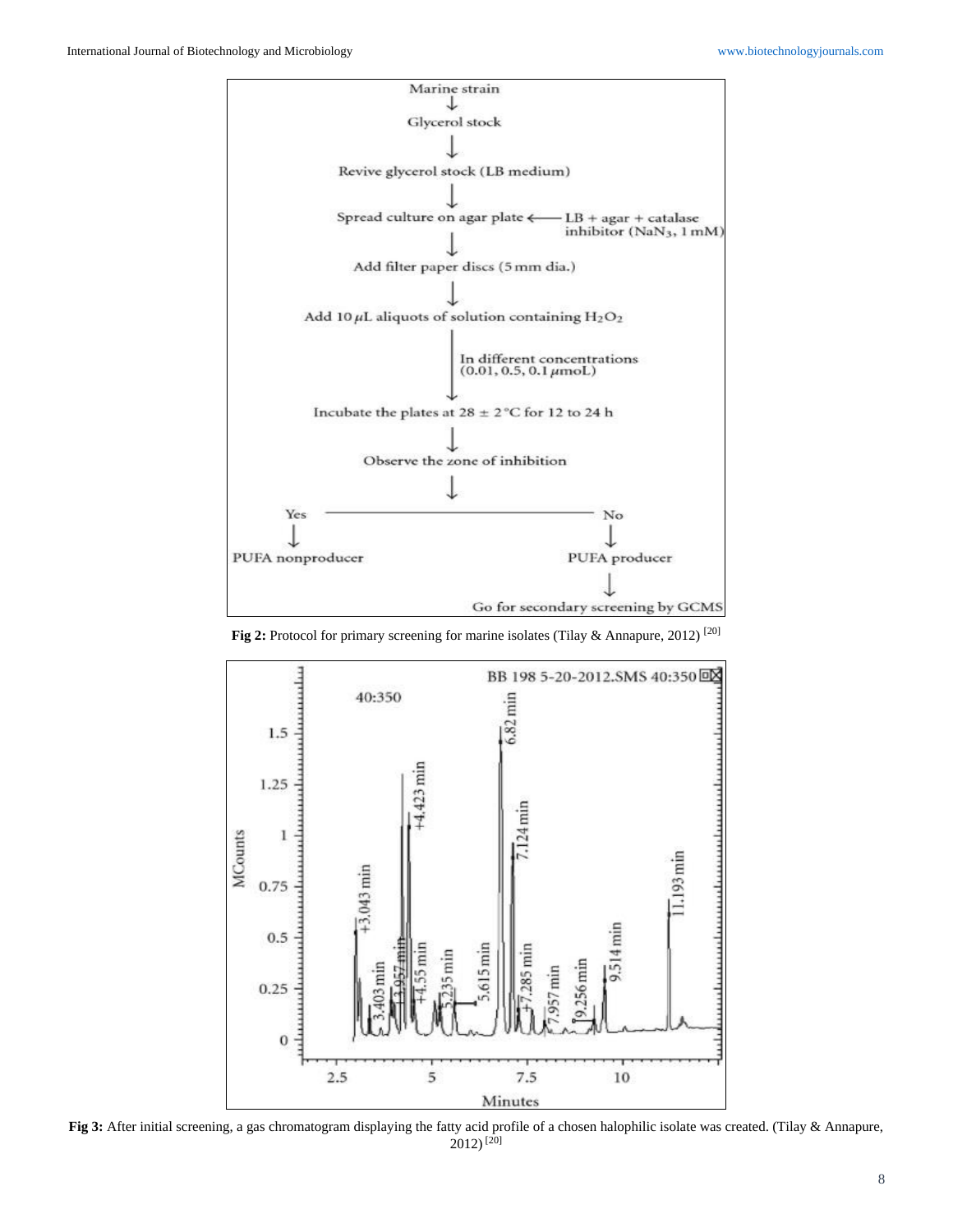Marine strain
↓
Glycerol stock
↓
Revive glycerol stock (LB medium)
↓
Spread culture on agar plate ← LB + agar + catalase inhibitor ($NaN_3$, 1 mM)
↓
Add filter paper discs (5 mm dia.)
↓
Add 10 $\mu$L aliquots of solution containing $H_2O_2$
↓ In different concentrations (0.01, 0.5, 0.1 $\mu$moL)
Incubate the plates at 28 ± 2 °C for 12 to 24 h
↓
Observe the zone of inhibition
↓
Yes → PUFA nonproducer

No → PUFA producer → Go for secondary screening by GCMS

**Fig 2:** Protocol for primary screening for marine isolates (Tilay & Annapure, 2012) [20]

**Fig 3:** After initial screening, a gas chromatogram displaying the fatty acid profile of a chosen halophilic isolate was created. (Tilay & Annapure, 2012) [20]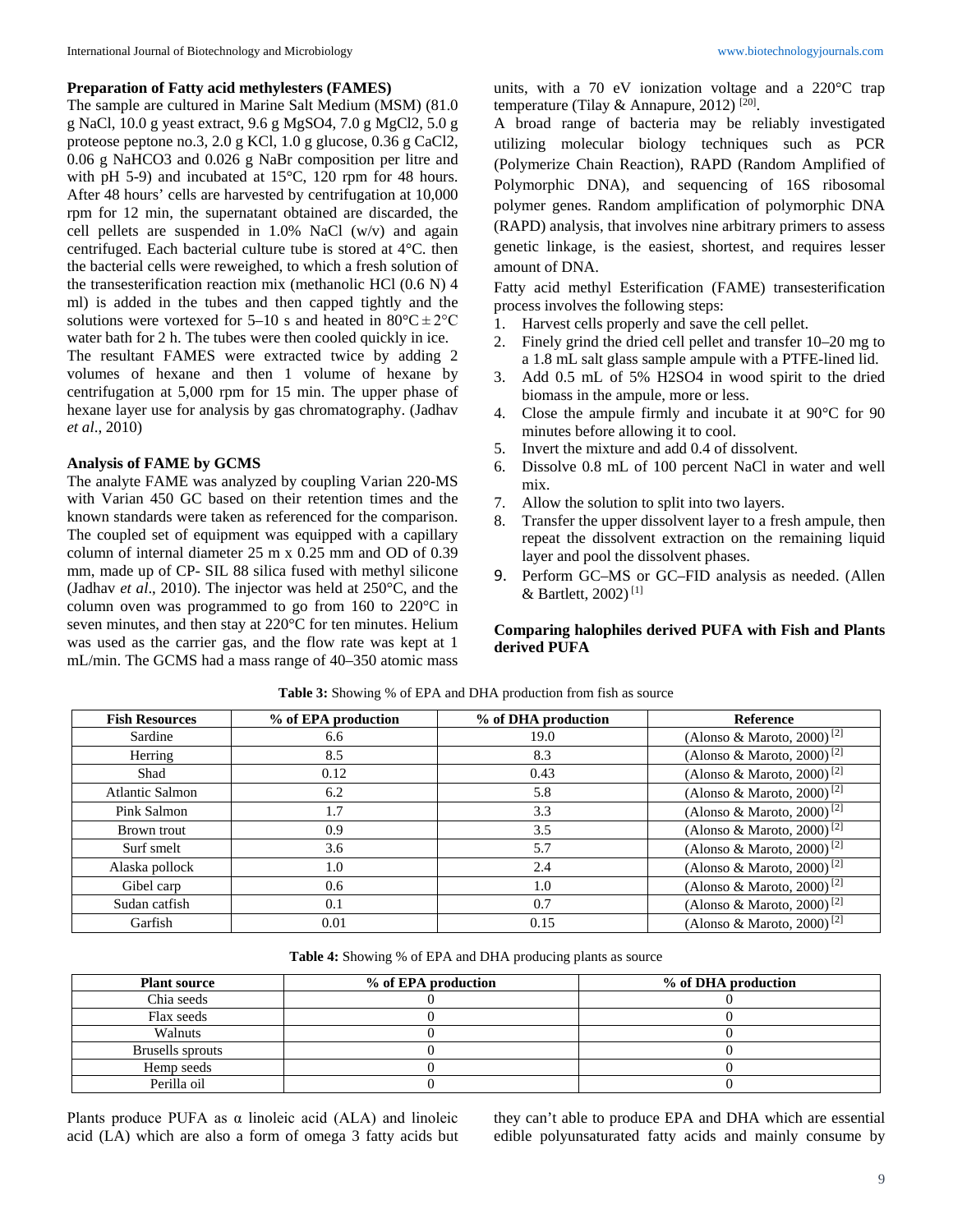**Preparation of Fatty acid methylesters (FAMES)**

The sample are cultured in Marine Salt Medium (MSM) (81.0 g NaCl, 10.0 g yeast extract, 9.6 g $MgSO_4$, 7.0 g $MgCl_2$, 5.0 g proteose peptone no.3, 2.0 g KCl, 1.0 g glucose, 0.36 g $CaCl_2$, 0.06 g $NaHCO_3$ and 0.026 g NaBr composition per litre and with pH 5-9) and incubated at 15°C, 120 rpm for 48 hours. After 48 hours' cells are harvested by centrifugation at 10,000 rpm for 12 min, the supernatant obtained are discarded, the cell pellets are suspended in 1.0% NaCl (w/v) and again centrifuged. Each bacterial culture tube is stored at 4°C. then the bacterial cells were reweighed, to which a fresh solution of the transesterification reaction mix (methanolic HCl (0.6 N) 4 ml) is added in the tubes and then capped tightly and the solutions were vortexed for 5–10 s and heated in 80°C ± 2°C water bath for 2 h. The tubes were then cooled quickly in ice.

The resultant FAMES were extracted twice by adding 2 volumes of hexane and then 1 volume of hexane by centrifugation at 5,000 rpm for 15 min. The upper phase of hexane layer use for analysis by gas chromatography. (Jadhav *et al*., 2010)

**Analysis of FAME by GCMS**

The analyte FAME was analyzed by coupling Varian 220-MS with Varian 450 GC based on their retention times and the known standards were taken as referenced for the comparison. The coupled set of equipment was equipped with a capillary column of internal diameter 25 m x 0.25 mm and OD of 0.39 mm, made up of CP- SIL 88 silica fused with methyl silicone (Jadhav *et al*., 2010). The injector was held at 250°C, and the column oven was programmed to go from 160 to 220°C in seven minutes, and then stay at 220°C for ten minutes. Helium was used as the carrier gas, and the flow rate was kept at 1 mL/min. The GCMS had a mass range of 40–350 atomic mass units, with a 70 eV ionization voltage and a 220°C trap temperature (Tilay & Annapure, 2012) [20].

A broad range of bacteria may be reliably investigated utilizing molecular biology techniques such as PCR (Polymerize Chain Reaction), RAPD (Random Amplified of Polymorphic DNA), and sequencing of 16S ribosomal polymer genes. Random amplification of polymorphic DNA (RAPD) analysis, that involves nine arbitrary primers to assess genetic linkage, is the easiest, shortest, and requires lesser amount of DNA.

Fatty acid methyl Esterification (FAME) transesterification process involves the following steps:

1. Harvest cells properly and save the cell pellet.
2. Finely grind the dried cell pellet and transfer 10–20 mg to a 1.8 mL salt glass sample ampule with a PTFE-lined lid.
3. Add 0.5 mL of 5% $H_2SO_4$ in wood spirit to the dried biomass in the ampule, more or less.
4. Close the ampule firmly and incubate it at 90°C for 90 minutes before allowing it to cool.
5. Invert the mixture and add 0.4 of dissolvent.
6. Dissolve 0.8 mL of 100 percent NaCl in water and well mix.
7. Allow the solution to split into two layers.
8. Transfer the upper dissolvent layer to a fresh ampule, then repeat the dissolvent extraction on the remaining liquid layer and pool the dissolvent phases.
9. Perform GC–MS or GC–FID analysis as needed. (Allen & Bartlett, 2002) [1]

**Comparing halophiles derived PUFA with Fish and Plants derived PUFA**

**Table 3:** Showing % of EPA and DHA production from fish as source

| Fish Resources | % of EPA production | % of DHA production | Reference |
|---|---|---|---|
| Sardine | 6.6 | 19.0 | (Alonso & Maroto, 2000) [2] |
| Herring | 8.5 | 8.3 | (Alonso & Maroto, 2000) [2] |
| Shad | 0.12 | 0.43 | (Alonso & Maroto, 2000) [2] |
| Atlantic Salmon | 6.2 | 5.8 | (Alonso & Maroto, 2000) [2] |
| Pink Salmon | 1.7 | 3.3 | (Alonso & Maroto, 2000) [2] |
| Brown trout | 0.9 | 3.5 | (Alonso & Maroto, 2000) [2] |
| Surf smelt | 3.6 | 5.7 | (Alonso & Maroto, 2000) [2] |
| Alaska pollock | 1.0 | 2.4 | (Alonso & Maroto, 2000) [2] |
| Gibel carp | 0.6 | 1.0 | (Alonso & Maroto, 2000) [2] |
| Sudan catfish | 0.1 | 0.7 | (Alonso & Maroto, 2000) [2] |
| Garfish | 0.01 | 0.15 | (Alonso & Maroto, 2000) [2] |

**Table 4:** Showing % of EPA and DHA producing plants as source

| Plant source | % of EPA production | % of DHA production |
|---|---|---|
| Chia seeds | 0 | 0 |
| Flax seeds | 0 | 0 |
| Walnuts | 0 | 0 |
| Brusells sprouts | 0 | 0 |
| Hemp seeds | 0 | 0 |
| Perilla oil | 0 | 0 |

Plants produce PUFA as α linoleic acid (ALA) and linoleic acid (LA) which are also a form of omega 3 fatty acids but they can't able to produce EPA and DHA which are essential edible polyunsaturated fatty acids and mainly consume by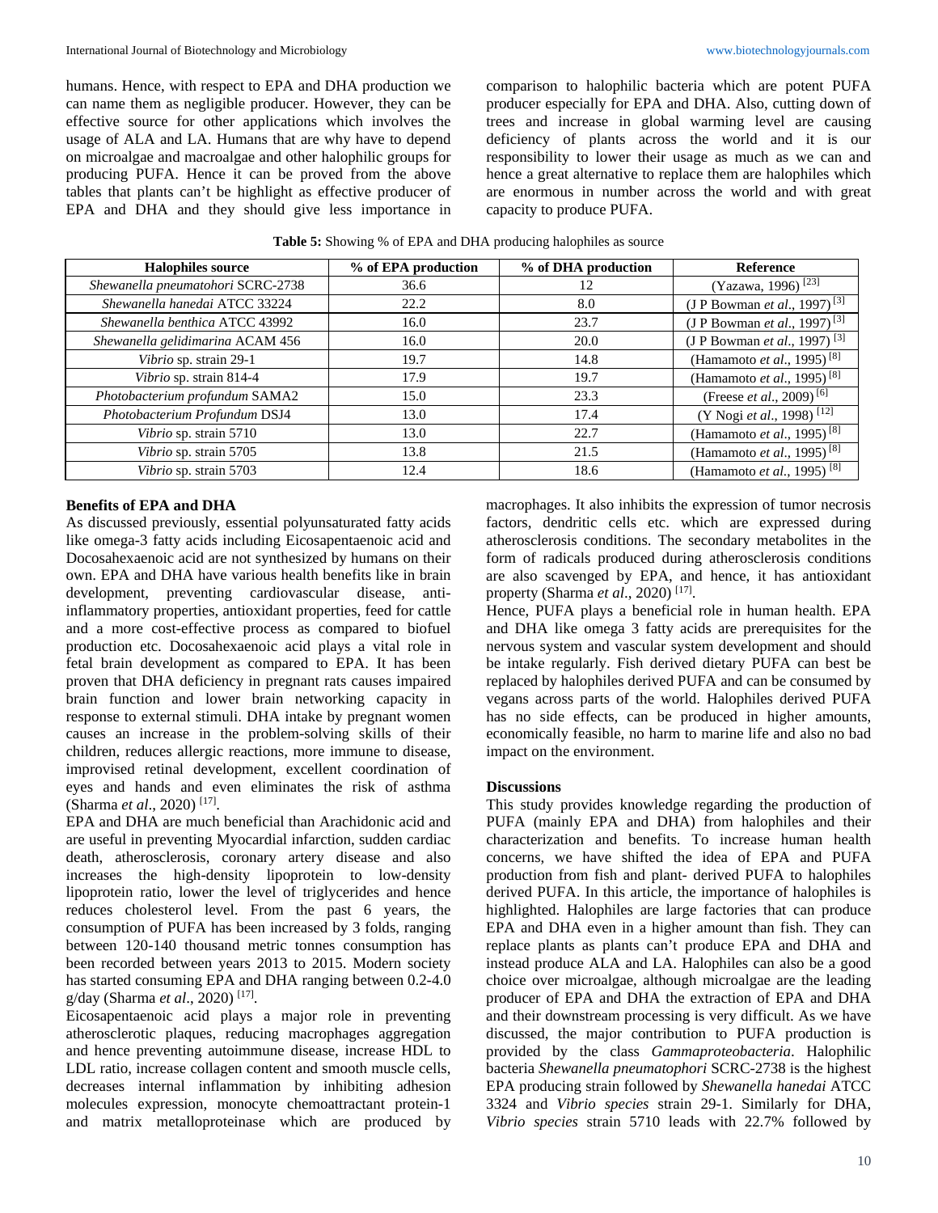humans. Hence, with respect to EPA and DHA production we can name them as negligible producer. However, they can be effective source for other applications which involves the usage of ALA and LA. Humans that are why have to depend on microalgae and macroalgae and other halophilic groups for producing PUFA. Hence it can be proved from the above tables that plants can't be highlight as effective producer of EPA and DHA and they should give less importance in comparison to halophilic bacteria which are potent PUFA producer especially for EPA and DHA. Also, cutting down of trees and increase in global warming level are causing deficiency of plants across the world and it is our responsibility to lower their usage as much as we can and hence a great alternative to replace them are halophiles which are enormous in number across the world and with great capacity to produce PUFA.

**Table 5:** Showing % of EPA and DHA producing halophiles as source

| Halophiles source | % of EPA production | % of DHA production | Reference |
|---|---|---|---|
| *Shewanella pneumatohori* SCRC-2738 | 36.6 | 12 | (Yazawa, 1996) [23] |
| *Shewanella hanedai* ATCC 33224 | 22.2 | 8.0 | (J P Bowman *et al*., 1997) [3] |
| *Shewanella benthica* ATCC 43992 | 16.0 | 23.7 | (J P Bowman *et al*., 1997) [3] |
| *Shewanella gelidimarina* ACAM 456 | 16.0 | 20.0 | (J P Bowman *et al*., 1997) [3] |
| *Vibrio* sp. strain 29-1 | 19.7 | 14.8 | (Hamamoto *et al*., 1995) [8] |
| *Vibrio* sp. strain 814-4 | 17.9 | 19.7 | (Hamamoto *et al*., 1995) [8] |
| *Photobacterium profundum* SAMA2 | 15.0 | 23.3 | (Freese *et al*., 2009) [6] |
| *Photobacterium Profundum* DSJ4 | 13.0 | 17.4 | (Y Nogi *et al*., 1998) [12] |
| *Vibrio* sp. strain 5710 | 13.0 | 22.7 | (Hamamoto *et al*., 1995) [8] |
| *Vibrio* sp. strain 5705 | 13.8 | 21.5 | (Hamamoto *et al*., 1995) [8] |
| *Vibrio* sp. strain 5703 | 12.4 | 18.6 | (Hamamoto *et al*., 1995) [8] |

**Benefits of EPA and DHA**

As discussed previously, essential polyunsaturated fatty acids like omega-3 fatty acids including Eicosapentaenoic acid and Docosahexaenoic acid are not synthesized by humans on their own. EPA and DHA have various health benefits like in brain development, preventing cardiovascular disease, anti-inflammatory properties, antioxidant properties, feed for cattle and a more cost-effective process as compared to biofuel production etc. Docosahexaenoic acid plays a vital role in fetal brain development as compared to EPA. It has been proven that DHA deficiency in pregnant rats causes impaired brain function and lower brain networking capacity in response to external stimuli. DHA intake by pregnant women causes an increase in the problem-solving skills of their children, reduces allergic reactions, more immune to disease, improvised retinal development, excellent coordination of eyes and hands and even eliminates the risk of asthma (Sharma *et al*., 2020) [17].

EPA and DHA are much beneficial than Arachidonic acid and are useful in preventing Myocardial infarction, sudden cardiac death, atherosclerosis, coronary artery disease and also increases the high-density lipoprotein to low-density lipoprotein ratio, lower the level of triglycerides and hence reduces cholesterol level. From the past 6 years, the consumption of PUFA has been increased by 3 folds, ranging between 120-140 thousand metric tonnes consumption has been recorded between years 2013 to 2015. Modern society has started consuming EPA and DHA ranging between 0.2-4.0 g/day (Sharma *et al*., 2020) [17].

Eicosapentaenoic acid plays a major role in preventing atherosclerotic plaques, reducing macrophages aggregation and hence preventing autoimmune disease, increase HDL to LDL ratio, increase collagen content and smooth muscle cells, decreases internal inflammation by inhibiting adhesion molecules expression, monocyte chemoattractant protein-1 and matrix metalloproteinase which are produced by macrophages. It also inhibits the expression of tumor necrosis factors, dendritic cells etc. which are expressed during atherosclerosis conditions. The secondary metabolites in the form of radicals produced during atherosclerosis conditions are also scavenged by EPA, and hence, it has antioxidant property (Sharma *et al*., 2020) [17].

Hence, PUFA plays a beneficial role in human health. EPA and DHA like omega 3 fatty acids are prerequisites for the nervous system and vascular system development and should be intake regularly. Fish derived dietary PUFA can best be replaced by halophiles derived PUFA and can be consumed by vegans across parts of the world. Halophiles derived PUFA has no side effects, can be produced in higher amounts, economically feasible, no harm to marine life and also no bad impact on the environment.

**Discussions**

This study provides knowledge regarding the production of PUFA (mainly EPA and DHA) from halophiles and their characterization and benefits. To increase human health concerns, we have shifted the idea of EPA and PUFA production from fish and plant- derived PUFA to halophiles derived PUFA. In this article, the importance of halophiles is highlighted. Halophiles are large factories that can produce EPA and DHA even in a higher amount than fish. They can replace plants as plants can't produce EPA and DHA and instead produce ALA and LA. Halophiles can also be a good choice over microalgae, although microalgae are the leading producer of EPA and DHA the extraction of EPA and DHA and their downstream processing is very difficult. As we have discussed, the major contribution to PUFA production is provided by the class *Gammaproteobacteria*. Halophilic bacteria *Shewanella pneumatophori* SCRC-2738 is the highest EPA producing strain followed by *Shewanella hanedai* ATCC 3324 and *Vibrio species* strain 29-1. Similarly for DHA, *Vibrio species* strain 5710 leads with 22.7% followed by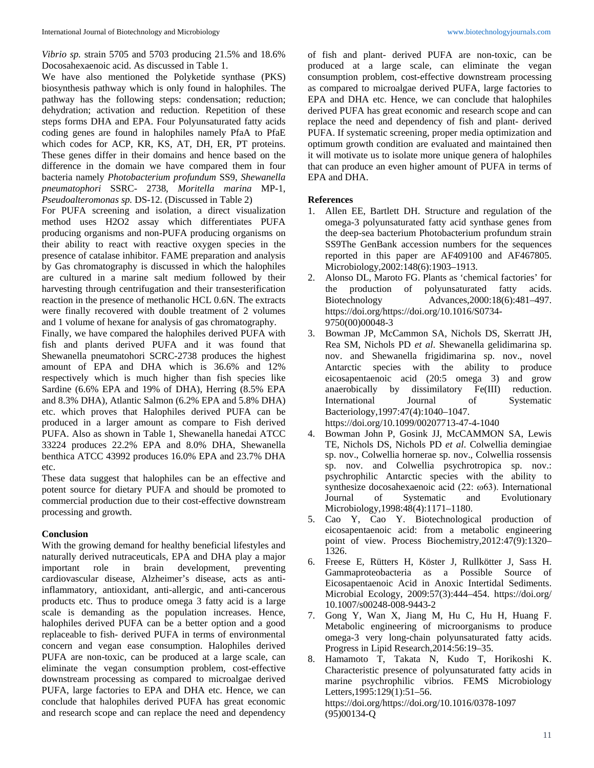*Vibrio sp.* strain 5705 and 5703 producing 21.5% and 18.6% Docosahexaenoic acid. As discussed in Table 1.

We have also mentioned the Polyketide synthase (PKS) biosynthesis pathway which is only found in halophiles. The pathway has the following steps: condensation; reduction; dehydration; activation and reduction. Repetition of these steps forms DHA and EPA. Four Polyunsaturated fatty acids coding genes are found in halophiles namely PfaA to PfaE which codes for ACP, KR, KS, AT, DH, ER, PT proteins. These genes differ in their domains and hence based on the difference in the domain we have compared them in four bacteria namely *Photobacterium profundum* SS9, *Shewanella pneumatophori* SSRC- 2738, *Moritella marina* MP-1, *Pseudoalteromonas sp.* DS-12. (Discussed in Table 2)

For PUFA screening and isolation, a direct visualization method uses H2O2 assay which differentiates PUFA producing organisms and non-PUFA producing organisms on their ability to react with reactive oxygen species in the presence of catalase inhibitor. FAME preparation and analysis by Gas chromatography is discussed in which the halophiles are cultured in a marine salt medium followed by their harvesting through centrifugation and their transesterification reaction in the presence of methanolic HCL 0.6N. The extracts were finally recovered with double treatment of 2 volumes and 1 volume of hexane for analysis of gas chromatography.

Finally, we have compared the halophiles derived PUFA with fish and plants derived PUFA and it was found that Shewanella pneumatohori SCRC-2738 produces the highest amount of EPA and DHA which is 36.6% and 12% respectively which is much higher than fish species like Sardine (6.6% EPA and 19% of DHA), Herring (8.5% EPA and 8.3% DHA), Atlantic Salmon (6.2% EPA and 5.8% DHA) etc. which proves that Halophiles derived PUFA can be produced in a larger amount as compare to Fish derived PUFA. Also as shown in Table 1, Shewanella hanedai ATCC 33224 produces 22.2% EPA and 8.0% DHA, Shewanella benthica ATCC 43992 produces 16.0% EPA and 23.7% DHA etc.

These data suggest that halophiles can be an effective and potent source for dietary PUFA and should be promoted to commercial production due to their cost-effective downstream processing and growth.

## Conclusion

With the growing demand for healthy beneficial lifestyles and naturally derived nutraceuticals, EPA and DHA play a major important role in brain development, preventing cardiovascular disease, Alzheimer's disease, acts as anti-inflammatory, antioxidant, anti-allergic, and anti-cancerous products etc. Thus to produce omega 3 fatty acid is a large scale is demanding as the population increases. Hence, halophiles derived PUFA can be a better option and a good replaceable to fish- derived PUFA in terms of environmental concern and vegan ease consumption. Halophiles derived PUFA are non-toxic, can be produced at a large scale, can eliminate the vegan consumption problem, cost-effective downstream processing as compared to microalgae derived PUFA, large factories to EPA and DHA etc. Hence, we can conclude that halophiles derived PUFA has great economic and research scope and can replace the need and dependency of fish and plant- derived PUFA are non-toxic, can be produced at a large scale, can eliminate the vegan consumption problem, cost-effective downstream processing as compared to microalgae derived PUFA, large factories to EPA and DHA etc. Hence, we can conclude that halophiles derived PUFA has great economic and research scope and can replace the need and dependency of fish and plant- derived PUFA. If systematic screening, proper media optimization and optimum growth condition are evaluated and maintained then it will motivate us to isolate more unique genera of halophiles that can produce an even higher amount of PUFA in terms of EPA and DHA.

## References

1. Allen EE, Bartlett DH. Structure and regulation of the omega-3 polyunsaturated fatty acid synthase genes from the deep-sea bacterium Photobacterium profundum strain SS9The GenBank accession numbers for the sequences reported in this paper are AF409100 and AF467805. Microbiology,2002:148(6):1903–1913.
2. Alonso DL, Maroto FG. Plants as 'chemical factories' for the production of polyunsaturated fatty acids. Biotechnology Advances,2000:18(6):481–497. https://doi.org/https://doi.org/10.1016/S0734-9750(00)00048-3
3. Bowman JP, McCammon SA, Nichols DS, Skerratt JH, Rea SM, Nichols PD *et al*. Shewanella gelidimarina sp. nov. and Shewanella frigidimarina sp. nov., novel Antarctic species with the ability to produce eicosapentaenoic acid (20:5 omega 3) and grow anaerobically by dissimilatory Fe(III) reduction. International Journal of Systematic Bacteriology,1997:47(4):1040–1047. https://doi.org/10.1099/00207713-47-4-1040
4. Bowman John P, Gosink JJ, McCAMMON SA, Lewis TE, Nichols DS, Nichols PD *et al*. Colwellia demingiae sp. nov., Colwellia hornerae sp. nov., Colwellia rossensis sp. nov. and Colwellia psychrotropica sp. nov.: psychrophilic Antarctic species with the ability to synthesize docosahexaenoic acid (22: ω63). International Journal of Systematic and Evolutionary Microbiology,1998:48(4):1171–1180.
5. Cao Y, Cao Y. Biotechnological production of eicosapentaenoic acid: from a metabolic engineering point of view. Process Biochemistry,2012:47(9):1320–1326.
6. Freese E, Rütters H, Köster J, Rullkötter J, Sass H. Gammaproteobacteria as a Possible Source of Eicosapentaenoic Acid in Anoxic Intertidal Sediments. Microbial Ecology, 2009:57(3):444–454. https://doi.org/10.1007/s00248-008-9443-2
7. Gong Y, Wan X, Jiang M, Hu C, Hu H, Huang F. Metabolic engineering of microorganisms to produce omega-3 very long-chain polyunsaturated fatty acids. Progress in Lipid Research,2014:56:19–35.
8. Hamamoto T, Takata N, Kudo T, Horikoshi K. Characteristic presence of polyunsaturated fatty acids in marine psychrophilic vibrios. FEMS Microbiology Letters,1995:129(1):51–56. https://doi.org/https://doi.org/10.1016/0378-1097(95)00134-Q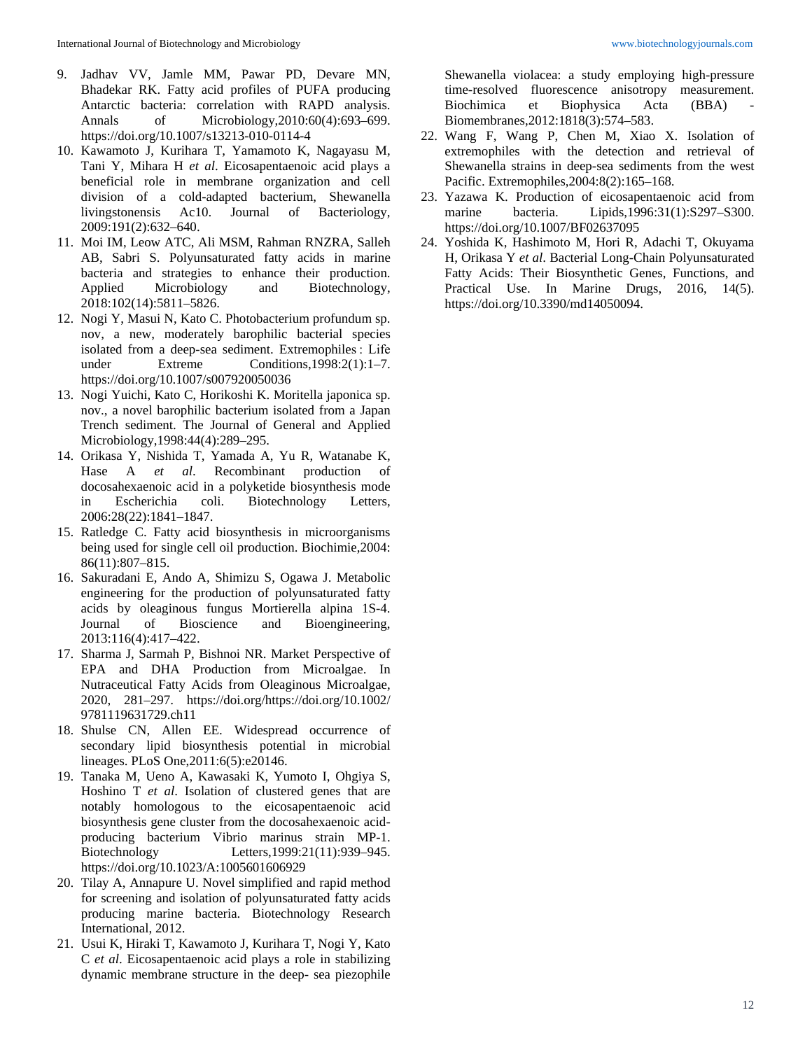9. Jadhav VV, Jamle MM, Pawar PD, Devare MN, Bhadekar RK. Fatty acid profiles of PUFA producing Antarctic bacteria: correlation with RAPD analysis. Annals of Microbiology,2010:60(4):693–699. https://doi.org/10.1007/s13213-010-0114-4
10. Kawamoto J, Kurihara T, Yamamoto K, Nagayasu M, Tani Y, Mihara H *et al*. Eicosapentaenoic acid plays a beneficial role in membrane organization and cell division of a cold-adapted bacterium, Shewanella livingstonensis Ac10. Journal of Bacteriology, 2009:191(2):632–640.
11. Moi IM, Leow ATC, Ali MSM, Rahman RNZRA, Salleh AB, Sabri S. Polyunsaturated fatty acids in marine bacteria and strategies to enhance their production. Applied Microbiology and Biotechnology, 2018:102(14):5811–5826.
12. Nogi Y, Masui N, Kato C. Photobacterium profundum sp. nov, a new, moderately barophilic bacterial species isolated from a deep-sea sediment. Extremophiles : Life under Extreme Conditions,1998:2(1):1–7. https://doi.org/10.1007/s007920050036
13. Nogi Yuichi, Kato C, Horikoshi K. Moritella japonica sp. nov., a novel barophilic bacterium isolated from a Japan Trench sediment. The Journal of General and Applied Microbiology,1998:44(4):289–295.
14. Orikasa Y, Nishida T, Yamada A, Yu R, Watanabe K, Hase A *et al*. Recombinant production of docosahexaenoic acid in a polyketide biosynthesis mode in Escherichia coli. Biotechnology Letters, 2006:28(22):1841–1847.
15. Ratledge C. Fatty acid biosynthesis in microorganisms being used for single cell oil production. Biochimie,2004: 86(11):807–815.
16. Sakuradani E, Ando A, Shimizu S, Ogawa J. Metabolic engineering for the production of polyunsaturated fatty acids by oleaginous fungus Mortierella alpina 1S-4. Journal of Bioscience and Bioengineering, 2013:116(4):417–422.
17. Sharma J, Sarmah P, Bishnoi NR. Market Perspective of EPA and DHA Production from Microalgae. In Nutraceutical Fatty Acids from Oleaginous Microalgae, 2020, 281–297. https://doi.org/https://doi.org/10.1002/ 9781119631729.ch11
18. Shulse CN, Allen EE. Widespread occurrence of secondary lipid biosynthesis potential in microbial lineages. PLoS One,2011:6(5):e20146.
19. Tanaka M, Ueno A, Kawasaki K, Yumoto I, Ohgiya S, Hoshino T *et al*. Isolation of clustered genes that are notably homologous to the eicosapentaenoic acid biosynthesis gene cluster from the docosahexaenoic acid-producing bacterium Vibrio marinus strain MP-1. Biotechnology Letters,1999:21(11):939–945. https://doi.org/10.1023/A:1005601606929
20. Tilay A, Annapure U. Novel simplified and rapid method for screening and isolation of polyunsaturated fatty acids producing marine bacteria. Biotechnology Research International, 2012.
21. Usui K, Hiraki T, Kawamoto J, Kurihara T, Nogi Y, Kato C *et al*. Eicosapentaenoic acid plays a role in stabilizing dynamic membrane structure in the deep- sea piezophile Shewanella violacea: a study employing high-pressure time-resolved fluorescence anisotropy measurement. Biochimica et Biophysica Acta (BBA) - Biomembranes,2012:1818(3):574–583.
22. Wang F, Wang P, Chen M, Xiao X. Isolation of extremophiles with the detection and retrieval of Shewanella strains in deep-sea sediments from the west Pacific. Extremophiles,2004:8(2):165–168.
23. Yazawa K. Production of eicosapentaenoic acid from marine bacteria. Lipids,1996:31(1):S297–S300. https://doi.org/10.1007/BF02637095
24. Yoshida K, Hashimoto M, Hori R, Adachi T, Okuyama H, Orikasa Y *et al*. Bacterial Long-Chain Polyunsaturated Fatty Acids: Their Biosynthetic Genes, Functions, and Practical Use. In Marine Drugs, 2016, 14(5). https://doi.org/10.3390/md14050094.